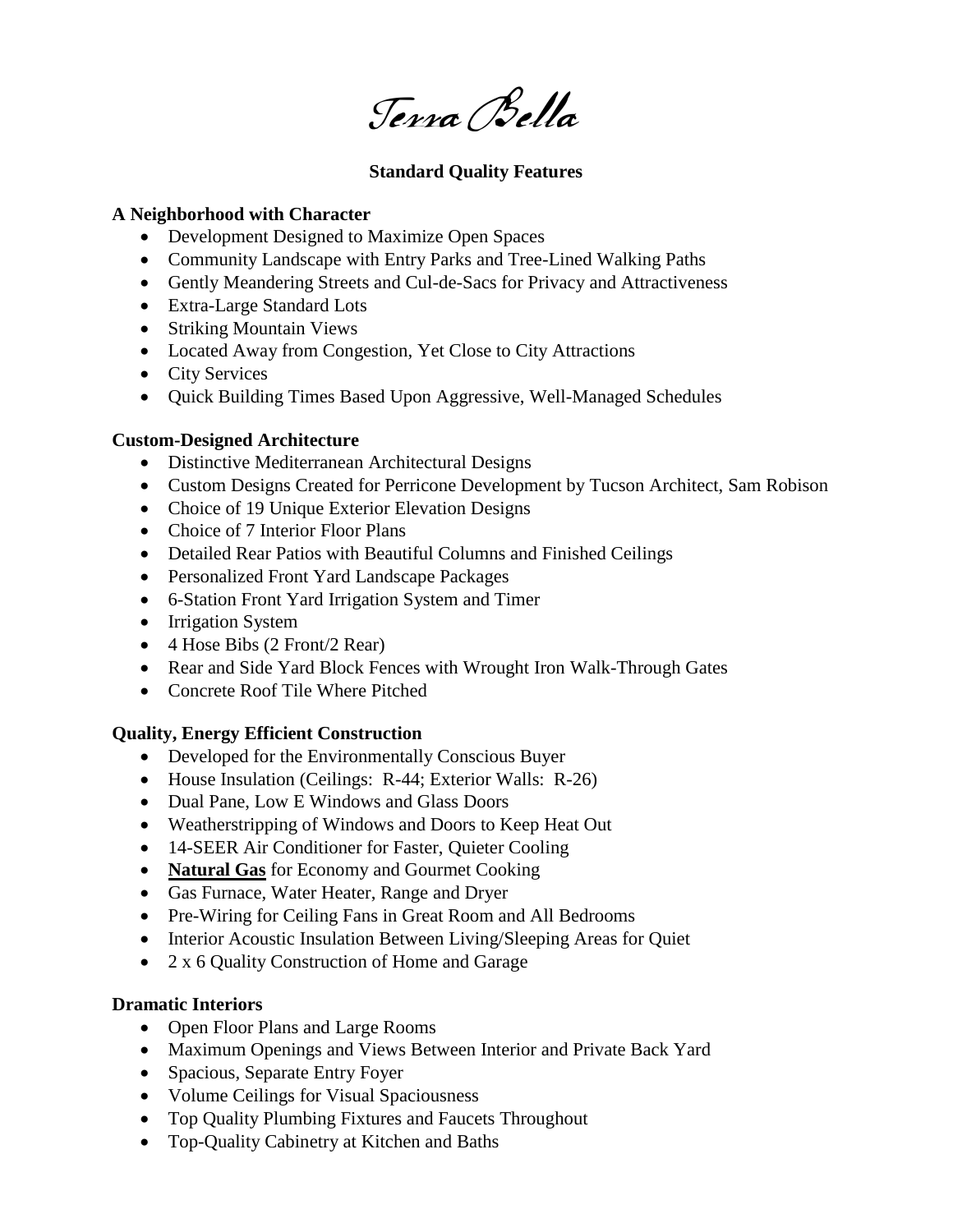# Terra Bella

## Standard Quality Features

### A Neighborhood with Character

- Development Designed to Maximize Open Spaces
- Community Landscape with Entry Parks and Tree-Lined Walking Paths
- Gently Meandering Streets and Cul-de-Sacs for Privacy and Attractiveness
- Extra-Large Standard Lots
- Striking Mountain Views
- Located Away from Congestion, Yet Close to City Attractions
- City Services
- Quick Building Times Based Upon Aggressive, Well-Managed Schedules

### Custom-Designed Architecture

- Distinctive Mediterranean Architectural Designs
- Custom Designs Created for Perricone Development by Tucson Architect, Sam Robison
- Choice of 19 Unique Exterior Elevation Designs
- Choice of 7 Interior Floor Plans
- Detailed Rear Patios with Beautiful Columns and Finished Ceilings
- Personalized Front Yard Landscape Packages
- 6-Station Front Yard Irrigation System and Timer
- Irrigation System
- 4 Hose Bibs (2 Front/2 Rear)
- Rear and Side Yard Block Fences with Wrought Iron Walk-Through Gates
- Concrete Roof Tile Where Pitched

### Quality, Energy Efficient Construction

- Developed for the Environmentally Conscious Buyer
- House Insulation (Ceilings: R-44; Exterior Walls: R-26)
- Dual Pane, Low E Windows and Glass Doors
- Weatherstripping of Windows and Doors to Keep Heat Out
- 14-SEER Air Conditioner for Faster, Quieter Cooling
- **Natural Gas** for Economy and Gourmet Cooking
- Gas Furnace, Water Heater, Range and Dryer
- Pre-Wiring for Ceiling Fans in Great Room and All Bedrooms
- Interior Acoustic Insulation Between Living/Sleeping Areas for Quiet
- 2 x 6 Quality Construction of Home and Garage

### Dramatic Interiors

- Open Floor Plans and Large Rooms
- Maximum Openings and Views Between Interior and Private Back Yard
- Spacious, Separate Entry Foyer
- Volume Ceilings for Visual Spaciousness
- Top Quality Plumbing Fixtures and Faucets Throughout
- Top-Quality Cabinetry at Kitchen and Baths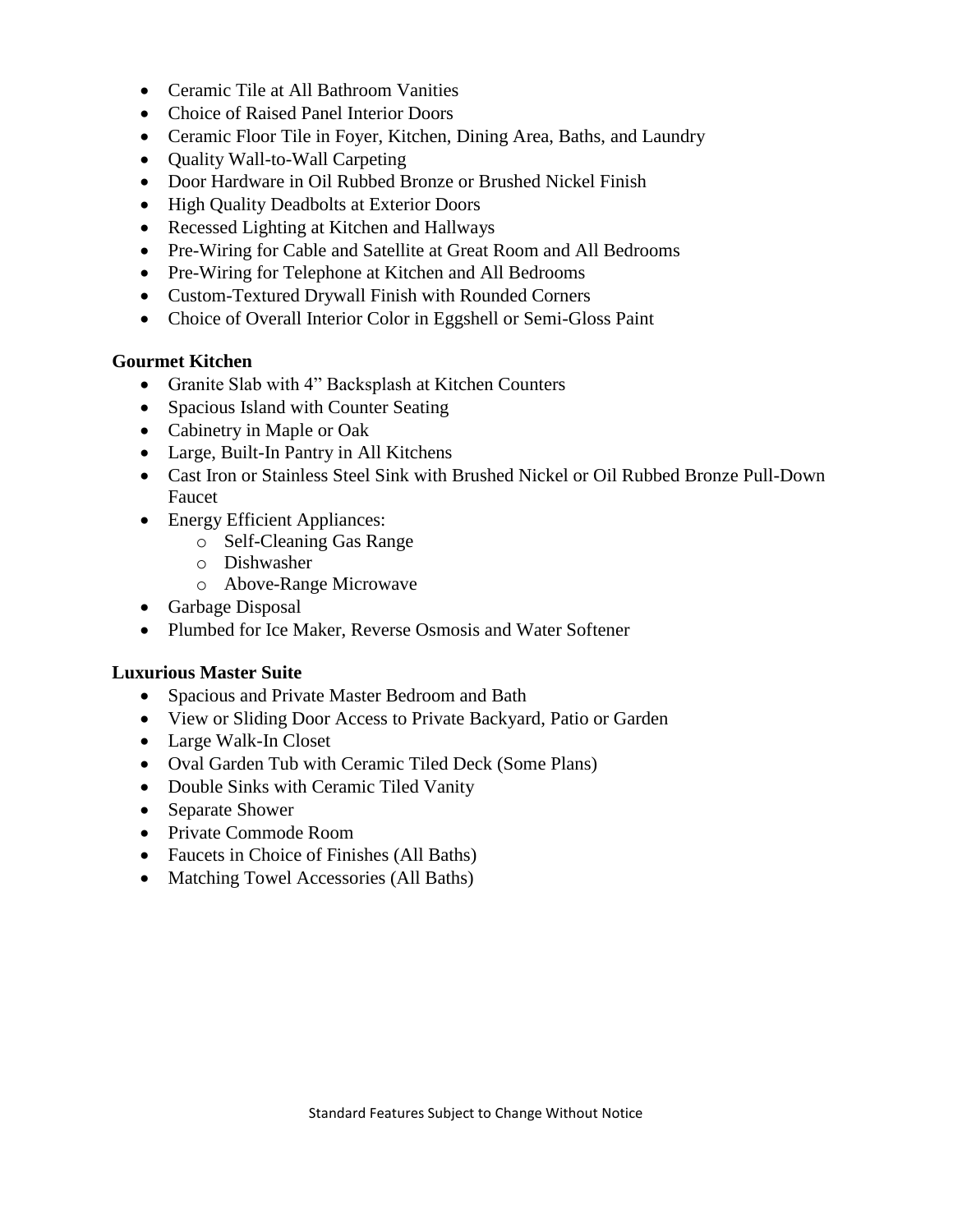- Ceramic Tile at All Bathroom Vanities
- Choice of Raised Panel Interior Doors
- Ceramic Floor Tile in Foyer, Kitchen, Dining Area, Baths, and Laundry
- Quality Wall-to-Wall Carpeting
- Door Hardware in Oil Rubbed Bronze or Brushed Nickel Finish
- High Quality Deadbolts at Exterior Doors
- Recessed Lighting at Kitchen and Hallways
- Pre-Wiring for Cable and Satellite at Great Room and All Bedrooms
- Pre-Wiring for Telephone at Kitchen and All Bedrooms
- Custom-Textured Drywall Finish with Rounded Corners
- Choice of Overall Interior Color in Eggshell or Semi-Gloss Paint

**Gourmet Kitchen**

- Granite Slab with 4" Backsplash at Kitchen Counters
- Spacious Island with Counter Seating
- Cabinetry in Maple or Oak
- Large, Built-In Pantry in All Kitchens
- Cast Iron or Stainless Steel Sink with Brushed Nickel or Oil Rubbed Bronze Pull-Down Faucet
- Energy Efficient Appliances:
    - Self-Cleaning Gas Range
    - Dishwasher
    - Above-Range Microwave
- Garbage Disposal
- Plumbed for Ice Maker, Reverse Osmosis and Water Softener

**Luxurious Master Suite**

- Spacious and Private Master Bedroom and Bath
- View or Sliding Door Access to Private Backyard, Patio or Garden
- Large Walk-In Closet
- Oval Garden Tub with Ceramic Tiled Deck (Some Plans)
- Double Sinks with Ceramic Tiled Vanity
- Separate Shower
- Private Commode Room
- Faucets in Choice of Finishes (All Baths)
- Matching Towel Accessories (All Baths)

Standard Features Subject to Change Without Notice